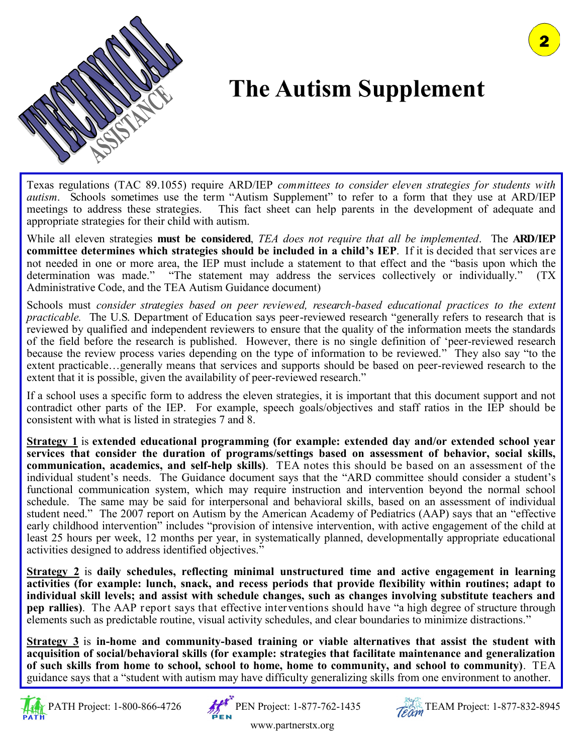# The Autism Supplement

Texas regulations (TAC 89.1055) require ARD/IEP *committees to consider eleven strategies for students with autism*. Schools sometimes use the term "Autism Supplement" to refer to a form that they use at ARD/IEP meetings to address these strategies. This fact sheet can help parents in the development of adequate and appropriate strategies for their child with autism.

While all eleven strategies **must be considered**, *TEA does not require that all be implemented*. The **ARD/IEP committee determines which strategies should be included in a child's IEP**. If it is decided that services are not needed in one or more area, the IEP must include a statement to that effect and the "basis upon which the determination was made." "The statement may address the services collectively or individually." (TX Administrative Code, and the TEA Autism Guidance document)

Schools must *consider strategies based on peer reviewed, research-based educational practices to the extent practicable.* The U.S. Department of Education says peer-reviewed research "generally refers to research that is reviewed by qualified and independent reviewers to ensure that the quality of the information meets the standards of the field before the research is published. However, there is no single definition of 'peer-reviewed research because the review process varies depending on the type of information to be reviewed." They also say "to the extent practicable…generally means that services and supports should be based on peer-reviewed research to the extent that it is possible, given the availability of peer-reviewed research."

If a school uses a specific form to address the eleven strategies, it is important that this document support and not contradict other parts of the IEP. For example, speech goals/objectives and staff ratios in the IEP should be consistent with what is listed in strategies 7 and 8.

**Strategy 1** is **extended educational programming (for example: extended day and/or extended school year services that consider the duration of programs/settings based on assessment of behavior, social skills, communication, academics, and self-help skills)**. TEA notes this should be based on an assessment of the individual student's needs. The Guidance document says that the "ARD committee should consider a student's functional communication system, which may require instruction and intervention beyond the normal school schedule. The same may be said for interpersonal and behavioral skills, based on an assessment of individual student need." The 2007 report on Autism by the American Academy of Pediatrics (AAP) says that an "effective early childhood intervention" includes "provision of intensive intervention, with active engagement of the child at least 25 hours per week, 12 months per year, in systematically planned, developmentally appropriate educational activities designed to address identified objectives."

**Strategy 2** is **daily schedules, reflecting minimal unstructured time and active engagement in learning activities (for example: lunch, snack, and recess periods that provide flexibility within routines; adapt to individual skill levels; and assist with schedule changes, such as changes involving substitute teachers and pep rallies)**. The AAP report says that effective interventions should have "a high degree of structure through elements such as predictable routine, visual activity schedules, and clear boundaries to minimize distractions."

**Strategy 3** is **in-home and community-based training or viable alternatives that assist the student with acquisition of social/behavioral skills (for example: strategies that facilitate maintenance and generalization of such skills from home to school, school to home, home to community, and school to community)**. TEA guidance says that a "student with autism may have difficulty generalizing skills from one environment to another.

PATH Project: 1-800-866-4726 PEN Project: 1-877-762-1435 TEAM Project: 1-877-832-8945

www.partnerstx.org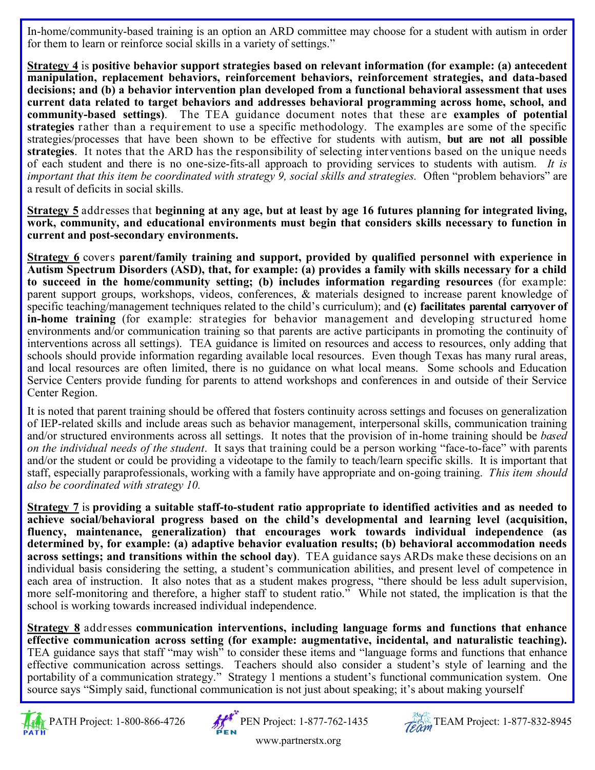In-home/community-based training is an option an ARD committee may choose for a student with autism in order for them to learn or reinforce social skills in a variety of settings."

**Strategy 4** is **positive behavior support strategies based on relevant information (for example: (a) antecedent manipulation, replacement behaviors, reinforcement behaviors, reinforcement strategies, and data-based decisions; and (b) a behavior intervention plan developed from a functional behavioral assessment that uses current data related to target behaviors and addresses behavioral programming across home, school, and community-based settings)**. The TEA guidance document notes that these are **examples of potential strategies** rather than a requirement to use a specific methodology. The examples are some of the specific strategies/processes that have been shown to be effective for students with autism, **but are not all possible strategies**. It notes that the ARD has the responsibility of selecting interventions based on the unique needs of each student and there is no one-size-fits-all approach to providing services to students with autism. *It is important that this item be coordinated with strategy 9, social skills and strategies.* Often "problem behaviors" are a result of deficits in social skills.

**Strategy 5** addresses that **beginning at any age, but at least by age 16 futures planning for integrated living, work, community, and educational environments must begin that considers skills necessary to function in current and post-secondary environments.**

**Strategy 6** covers **parent/family training and support, provided by qualified personnel with experience in Autism Spectrum Disorders (ASD), that, for example: (a) provides a family with skills necessary for a child to succeed in the home/community setting; (b) includes information regarding resources** (for example: parent support groups, workshops, videos, conferences, & materials designed to increase parent knowledge of specific teaching/management techniques related to the child's curriculum); and **(c) facilitates parental carryover of in-home training** (for example: strategies for behavior management and developing structured home environments and/or communication training so that parents are active participants in promoting the continuity of interventions across all settings). TEA guidance is limited on resources and access to resources, only adding that schools should provide information regarding available local resources. Even though Texas has many rural areas, and local resources are often limited, there is no guidance on what local means. Some schools and Education Service Centers provide funding for parents to attend workshops and conferences in and outside of their Service Center Region.

It is noted that parent training should be offered that fosters continuity across settings and focuses on generalization of IEP-related skills and include areas such as behavior management, interpersonal skills, communication training and/or structured environments across all settings. It notes that the provision of in-home training should be *based on the individual needs of the student*. It says that training could be a person working "face-to-face" with parents and/or the student or could be providing a videotape to the family to teach/learn specific skills. It is important that staff, especially paraprofessionals, working with a family have appropriate and on-going training. *This item should also be coordinated with strategy 10.*

**Strategy 7** is **providing a suitable staff-to-student ratio appropriate to identified activities and as needed to achieve social/behavioral progress based on the child's developmental and learning level (acquisition, fluency, maintenance, generalization) that encourages work towards individual independence (as determined by, for example: (a) adaptive behavior evaluation results; (b) behavioral accommodation needs across settings; and transitions within the school day)**. TEA guidance says ARDs make these decisions on an individual basis considering the setting, a student's communication abilities, and present level of competence in each area of instruction. It also notes that as a student makes progress, "there should be less adult supervision, more self-monitoring and therefore, a higher staff to student ratio." While not stated, the implication is that the school is working towards increased individual independence.

**Strategy 8** addresses **communication interventions, including language forms and functions that enhance effective communication across setting (for example: augmentative, incidental, and naturalistic teaching).** TEA guidance says that staff "may wish" to consider these items and "language forms and functions that enhance effective communication across settings. Teachers should also consider a student's style of learning and the portability of a communication strategy." Strategy 1 mentions a student's functional communication system. One source says "Simply said, functional communication is not just about speaking; it's about making yourself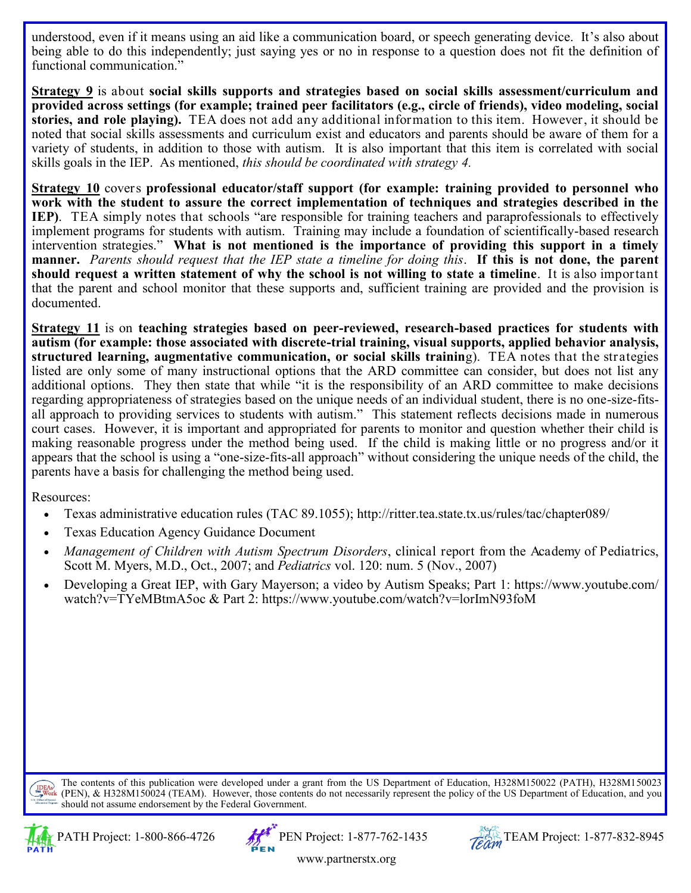understood, even if it means using an aid like a communication board, or speech generating device. It's also about being able to do this independently; just saying yes or no in response to a question does not fit the definition of functional communication."

**Strategy 9** is about **social skills supports and strategies based on social skills assessment/curriculum and provided across settings (for example; trained peer facilitators (e.g., circle of friends), video modeling, social stories, and role playing).** TEA does not add any additional information to this item. However, it should be noted that social skills assessments and curriculum exist and educators and parents should be aware of them for a variety of students, in addition to those with autism. It is also important that this item is correlated with social skills goals in the IEP. As mentioned, *this should be coordinated with strategy 4.*

**Strategy 10** covers **professional educator/staff support (for example: training provided to personnel who work with the student to assure the correct implementation of techniques and strategies described in the IEP)**. TEA simply notes that schools "are responsible for training teachers and paraprofessionals to effectively implement programs for students with autism. Training may include a foundation of scientifically-based research intervention strategies." **What is not mentioned is the importance of providing this support in a timely manner.** *Parents should request that the IEP state a timeline for doing this*. **If this is not done, the parent should request a written statement of why the school is not willing to state a timeline**. It is also important that the parent and school monitor that these supports and, sufficient training are provided and the provision is documented.

**Strategy 11** is on **teaching strategies based on peer-reviewed, research-based practices for students with autism (for example: those associated with discrete-trial training, visual supports, applied behavior analysis, structured learning, augmentative communication, or social skills trainin**g). TEA notes that the strategies listed are only some of many instructional options that the ARD committee can consider, but does not list any additional options. They then state that while "it is the responsibility of an ARD committee to make decisions regarding appropriateness of strategies based on the unique needs of an individual student, there is no one-size-fits-all approach to providing services to students with autism." This statement reflects decisions made in numerous court cases. However, it is important and appropriated for parents to monitor and question whether their child is making reasonable progress under the method being used. If the child is making little or no progress and/or it appears that the school is using a "one-size-fits-all approach" without considering the unique needs of the child, the parents have a basis for challenging the method being used.

Resources:

- Texas administrative education rules (TAC 89.1055); http://ritter.tea.state.tx.us/rules/tac/chapter089/
- Texas Education Agency Guidance Document
- *Management of Children with Autism Spectrum Disorders*, clinical report from the Academy of Pediatrics, Scott M. Myers, M.D., Oct., 2007; and *Pediatrics* vol. 120: num. 5 (Nov., 2007)
- Developing a Great IEP, with Gary Mayerson; a video by Autism Speaks; Part 1: https://www.youtube.com/watch?v=TYeMBtmA5oc & Part 2: https://www.youtube.com/watch?v=lorImN93foM

The contents of this publication were developed under a grant from the US Department of Education, H328M150022 (PATH), H328M150023 (PEN), & H328M150024 (TEAM). However, those contents do not necessarily represent the policy of the US Department of Education, and you should not assume endorsement by the Federal Government.

PATH Project: 1-800-866-4726 PEN Project: 1-877-762-1435 TEAM Project: 1-877-832-8945

www.partnerstx.org